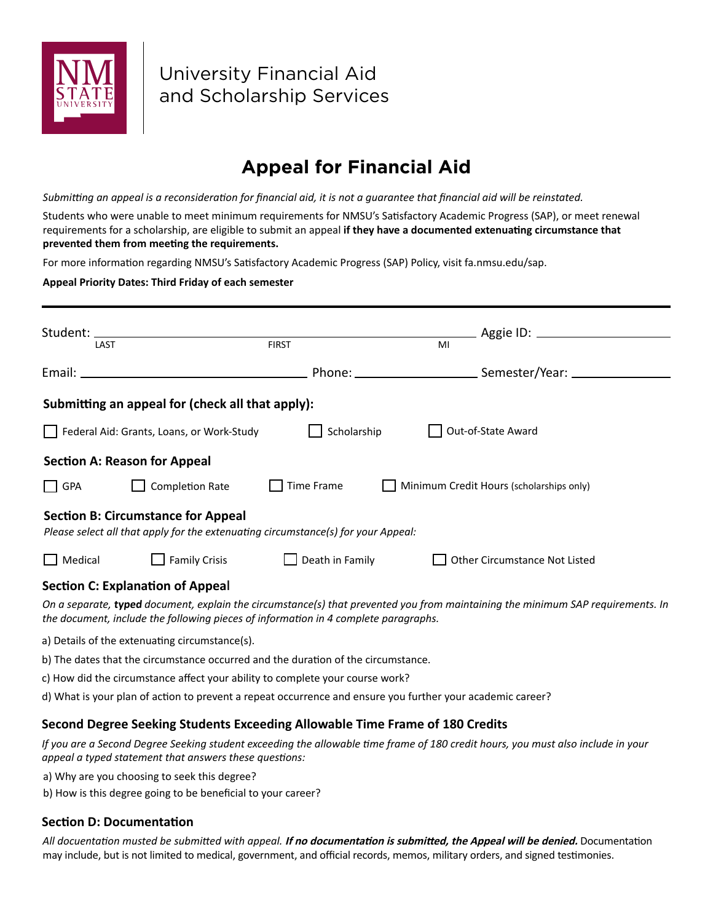University Financial Aid
and Scholarship Services

# Appeal for Financial Aid

*Submitting an appeal is a reconsideration for financial aid, it is not a guarantee that financial aid will be reinstated.*

Students who were unable to meet minimum requirements for NMSU's Satisfactory Academic Progress (SAP), or meet renewal requirements for a scholarship, are eligible to submit an appeal **if they have a documented extenuating circumstance that prevented them from meeting the requirements.**

For more information regarding NMSU's Satisfactory Academic Progress (SAP) Policy, visit fa.nmsu.edu/sap.

**Appeal Priority Dates: Third Friday of each semester**

---

Student: ______________________________ ______________________________ ______ Aggie ID: ____________________
LAST FIRST MI

Email: ______________________________ Phone: ____________________ Semester/Year: ________________

**Submitting an appeal for (check all that apply):**

☐ Federal Aid: Grants, Loans, or Work-Study ☐ Scholarship ☐ Out-of-State Award

### Section A: Reason for Appeal

☐ GPA ☐ Completion Rate ☐ Time Frame ☐ Minimum Credit Hours (scholarships only)

### Section B: Circumstance for Appeal

*Please select all that apply for the extenuating circumstance(s) for your Appeal:*

☐ Medical ☐ Family Crisis ☐ Death in Family ☐ Other Circumstance Not Listed

### Section C: Explanation of Appeal

*On a separate, **typed** document, explain the circumstance(s) that prevented you from maintaining the minimum SAP requirements. In the document, include the following pieces of information in 4 complete paragraphs.*

a) Details of the extenuating circumstance(s).

b) The dates that the circumstance occurred and the duration of the circumstance.

c) How did the circumstance affect your ability to complete your course work?

d) What is your plan of action to prevent a repeat occurrence and ensure you further your academic career?

### Second Degree Seeking Students Exceeding Allowable Time Frame of 180 Credits

*If you are a Second Degree Seeking student exceeding the allowable time frame of 180 credit hours, you must also include in your appeal a typed statement that answers these questions:*

a) Why are you choosing to seek this degree?

b) How is this degree going to be beneficial to your career?

### Section D: Documentation

*All docuentation musted be submitted with appeal.* ***If no documentation is submitted, the Appeal will be denied.*** Documentation may include, but is not limited to medical, government, and official records, memos, military orders, and signed testimonies.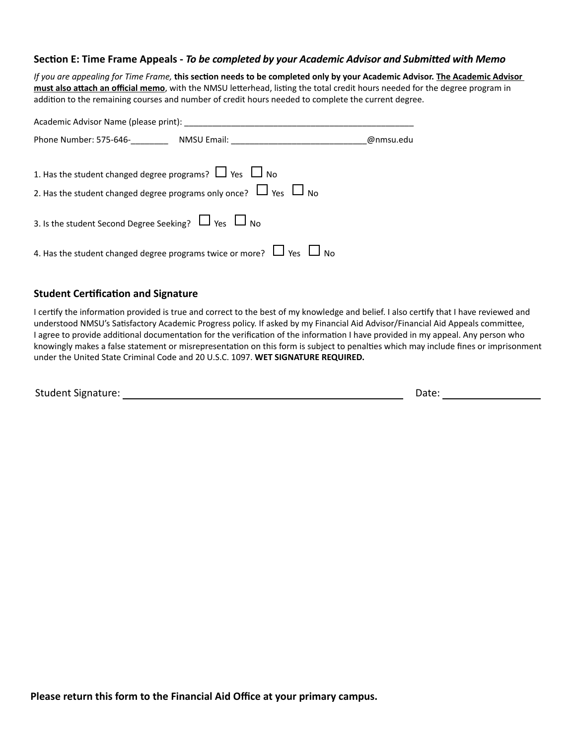## Section E: Time Frame Appeals - *To be completed by your Academic Advisor and Submitted with Memo*

*If you are appealing for Time Frame,* **this section needs to be completed only by your Academic Advisor.** **<u>The Academic Advisor must also attach an official memo</u>**, with the NMSU letterhead, listing the total credit hours needed for the degree program in addition to the remaining courses and number of credit hours needed to complete the current degree.

Academic Advisor Name (please print): ___________________________________________________

Phone Number: 575-646-________ NMSU Email: ____________________________@nmsu.edu

1. Has the student changed degree programs? ☐ Yes ☐ No
2. Has the student changed degree programs only once? ☐ Yes ☐ No
3. Is the student Second Degree Seeking? ☐ Yes ☐ No
4. Has the student changed degree programs twice or more? ☐ Yes ☐ No

### Student Certification and Signature

I certify the information provided is true and correct to the best of my knowledge and belief. I also certify that I have reviewed and understood NMSU's Satisfactory Academic Progress policy. If asked by my Financial Aid Advisor/Financial Aid Appeals committee, I agree to provide additional documentation for the verification of the information I have provided in my appeal. Any person who knowingly makes a false statement or misrepresentation on this form is subject to penalties which may include fines or imprisonment under the United State Criminal Code and 20 U.S.C. 1097. **WET SIGNATURE REQUIRED.**

Student Signature: ____________________________________________ Date: ________________

**Please return this form to the Financial Aid Office at your primary campus.**